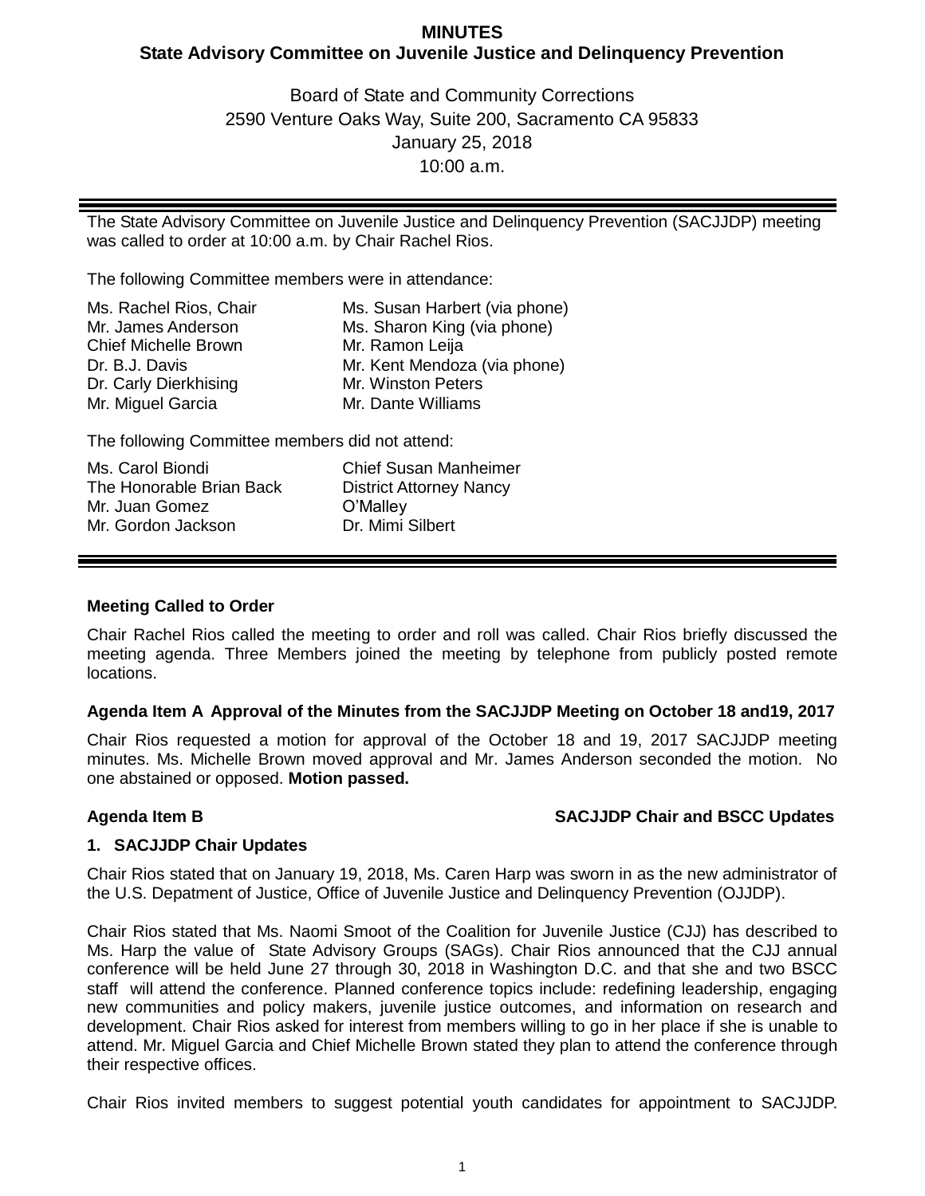# MINUTES
## State Advisory Committee on Juvenile Justice and Delinquency Prevention

Board of State and Community Corrections
2590 Venture Oaks Way, Suite 200, Sacramento CA 95833
January 25, 2018
10:00 a.m.

---

The State Advisory Committee on Juvenile Justice and Delinquency Prevention (SACJJDP) meeting was called to order at 10:00 a.m. by Chair Rachel Rios.

The following Committee members were in attendance:

| | |
|---|---|
| Ms. Rachel Rios, Chair | Ms. Susan Harbert (via phone) |
| Mr. James Anderson | Ms. Sharon King (via phone) |
| Chief Michelle Brown | Mr. Ramon Leija |
| Dr. B.J. Davis | Mr. Kent Mendoza (via phone) |
| Dr. Carly Dierkhising | Mr. Winston Peters |
| Mr. Miguel Garcia | Mr. Dante Williams |

The following Committee members did not attend:

| | |
|---|---|
| Ms. Carol Biondi | Chief Susan Manheimer |
| The Honorable Brian Back | District Attorney Nancy O'Malley |
| Mr. Juan Gomez | Dr. Mimi Silbert |
| Mr. Gordon Jackson | |

---

**Meeting Called to Order**

Chair Rachel Rios called the meeting to order and roll was called. Chair Rios briefly discussed the meeting agenda. Three Members joined the meeting by telephone from publicly posted remote locations.

**Agenda Item A Approval of the Minutes from the SACJJDP Meeting on October 18 and19, 2017**

Chair Rios requested a motion for approval of the October 18 and 19, 2017 SACJJDP meeting minutes. Ms. Michelle Brown moved approval and Mr. James Anderson seconded the motion. No one abstained or opposed. **Motion passed.**

**Agenda Item B SACJJDP Chair and BSCC Updates**

**1. SACJJDP Chair Updates**

Chair Rios stated that on January 19, 2018, Ms. Caren Harp was sworn in as the new administrator of the U.S. Depatment of Justice, Office of Juvenile Justice and Delinquency Prevention (OJJDP).

Chair Rios stated that Ms. Naomi Smoot of the Coalition for Juvenile Justice (CJJ) has described to Ms. Harp the value of State Advisory Groups (SAGs). Chair Rios announced that the CJJ annual conference will be held June 27 through 30, 2018 in Washington D.C. and that she and two BSCC staff will attend the conference. Planned conference topics include: redefining leadership, engaging new communities and policy makers, juvenile justice outcomes, and information on research and development. Chair Rios asked for interest from members willing to go in her place if she is unable to attend. Mr. Miguel Garcia and Chief Michelle Brown stated they plan to attend the conference through their respective offices.

Chair Rios invited members to suggest potential youth candidates for appointment to SACJJDP.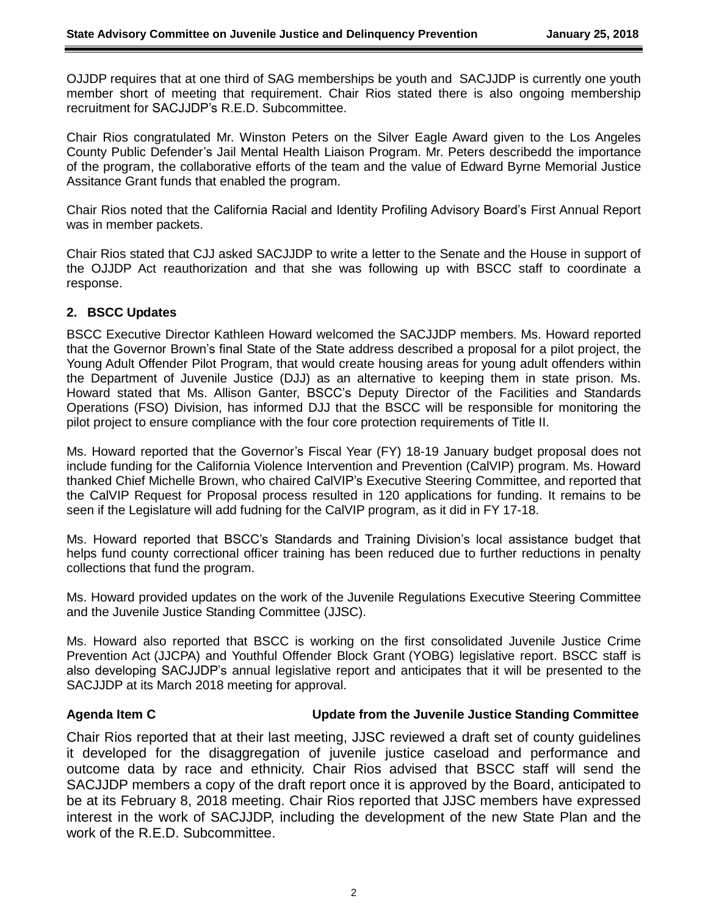OJJDP requires that at one third of SAG memberships be youth and SACJJDP is currently one youth member short of meeting that requirement. Chair Rios stated there is also ongoing membership recruitment for SACJJDP's R.E.D. Subcommittee.

Chair Rios congratulated Mr. Winston Peters on the Silver Eagle Award given to the Los Angeles County Public Defender's Jail Mental Health Liaison Program. Mr. Peters describedd the importance of the program, the collaborative efforts of the team and the value of Edward Byrne Memorial Justice Assitance Grant funds that enabled the program.

Chair Rios noted that the California Racial and Identity Profiling Advisory Board's First Annual Report was in member packets.

Chair Rios stated that CJJ asked SACJJDP to write a letter to the Senate and the House in support of the OJJDP Act reauthorization and that she was following up with BSCC staff to coordinate a response.

**2. BSCC Updates**

BSCC Executive Director Kathleen Howard welcomed the SACJJDP members. Ms. Howard reported that the Governor Brown's final State of the State address described a proposal for a pilot project, the Young Adult Offender Pilot Program, that would create housing areas for young adult offenders within the Department of Juvenile Justice (DJJ) as an alternative to keeping them in state prison. Ms. Howard stated that Ms. Allison Ganter, BSCC's Deputy Director of the Facilities and Standards Operations (FSO) Division, has informed DJJ that the BSCC will be responsible for monitoring the pilot project to ensure compliance with the four core protection requirements of Title II.

Ms. Howard reported that the Governor's Fiscal Year (FY) 18-19 January budget proposal does not include funding for the California Violence Intervention and Prevention (CalVIP) program. Ms. Howard thanked Chief Michelle Brown, who chaired CalVIP's Executive Steering Committee, and reported that the CalVIP Request for Proposal process resulted in 120 applications for funding. It remains to be seen if the Legislature will add fudning for the CalVIP program, as it did in FY 17-18.

Ms. Howard reported that BSCC's Standards and Training Division's local assistance budget that helps fund county correctional officer training has been reduced due to further reductions in penalty collections that fund the program.

Ms. Howard provided updates on the work of the Juvenile Regulations Executive Steering Committee and the Juvenile Justice Standing Committee (JJSC).

Ms. Howard also reported that BSCC is working on the first consolidated Juvenile Justice Crime Prevention Act (JJCPA) and Youthful Offender Block Grant (YOBG) legislative report. BSCC staff is also developing SACJJDP's annual legislative report and anticipates that it will be presented to the SACJJDP at its March 2018 meeting for approval.

**Agenda Item C** **Update from the Juvenile Justice Standing Committee**

Chair Rios reported that at their last meeting, JJSC reviewed a draft set of county guidelines it developed for the disaggregation of juvenile justice caseload and performance and outcome data by race and ethnicity. Chair Rios advised that BSCC staff will send the SACJJDP members a copy of the draft report once it is approved by the Board, anticipated to be at its February 8, 2018 meeting. Chair Rios reported that JJSC members have expressed interest in the work of SACJJDP, including the development of the new State Plan and the work of the R.E.D. Subcommittee.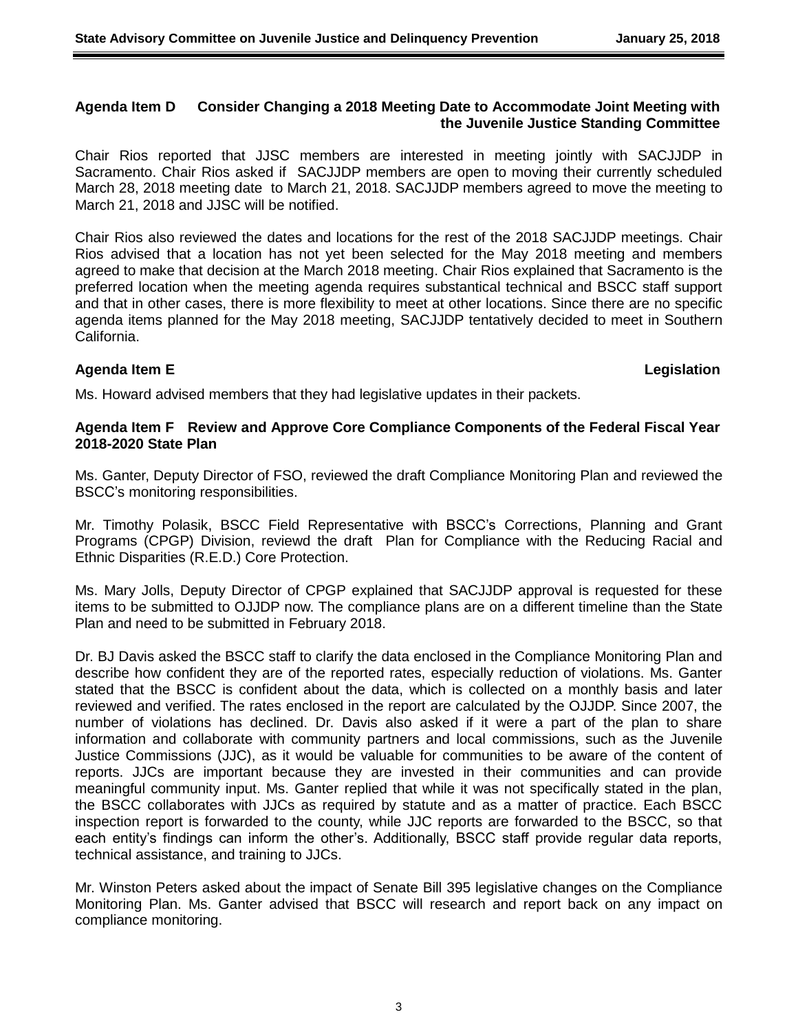**Agenda Item D Consider Changing a 2018 Meeting Date to Accommodate Joint Meeting with the Juvenile Justice Standing Committee**

Chair Rios reported that JJSC members are interested in meeting jointly with SACJJDP in Sacramento. Chair Rios asked if SACJJDP members are open to moving their currently scheduled March 28, 2018 meeting date to March 21, 2018. SACJJDP members agreed to move the meeting to March 21, 2018 and JJSC will be notified.

Chair Rios also reviewed the dates and locations for the rest of the 2018 SACJJDP meetings. Chair Rios advised that a location has not yet been selected for the May 2018 meeting and members agreed to make that decision at the March 2018 meeting. Chair Rios explained that Sacramento is the preferred location when the meeting agenda requires substantical technical and BSCC staff support and that in other cases, there is more flexibility to meet at other locations. Since there are no specific agenda items planned for the May 2018 meeting, SACJJDP tentatively decided to meet in Southern California.

**Agenda Item E Legislation**

Ms. Howard advised members that they had legislative updates in their packets.

**Agenda Item F Review and Approve Core Compliance Components of the Federal Fiscal Year 2018-2020 State Plan**

Ms. Ganter, Deputy Director of FSO, reviewed the draft Compliance Monitoring Plan and reviewed the BSCC's monitoring responsibilities.

Mr. Timothy Polasik, BSCC Field Representative with BSCC's Corrections, Planning and Grant Programs (CPGP) Division, reviewd the draft Plan for Compliance with the Reducing Racial and Ethnic Disparities (R.E.D.) Core Protection.

Ms. Mary Jolls, Deputy Director of CPGP explained that SACJJDP approval is requested for these items to be submitted to OJJDP now. The compliance plans are on a different timeline than the State Plan and need to be submitted in February 2018.

Dr. BJ Davis asked the BSCC staff to clarify the data enclosed in the Compliance Monitoring Plan and describe how confident they are of the reported rates, especially reduction of violations. Ms. Ganter stated that the BSCC is confident about the data, which is collected on a monthly basis and later reviewed and verified. The rates enclosed in the report are calculated by the OJJDP. Since 2007, the number of violations has declined. Dr. Davis also asked if it were a part of the plan to share information and collaborate with community partners and local commissions, such as the Juvenile Justice Commissions (JJC), as it would be valuable for communities to be aware of the content of reports. JJCs are important because they are invested in their communities and can provide meaningful community input. Ms. Ganter replied that while it was not specifically stated in the plan, the BSCC collaborates with JJCs as required by statute and as a matter of practice. Each BSCC inspection report is forwarded to the county, while JJC reports are forwarded to the BSCC, so that each entity's findings can inform the other's. Additionally, BSCC staff provide regular data reports, technical assistance, and training to JJCs.

Mr. Winston Peters asked about the impact of Senate Bill 395 legislative changes on the Compliance Monitoring Plan. Ms. Ganter advised that BSCC will research and report back on any impact on compliance monitoring.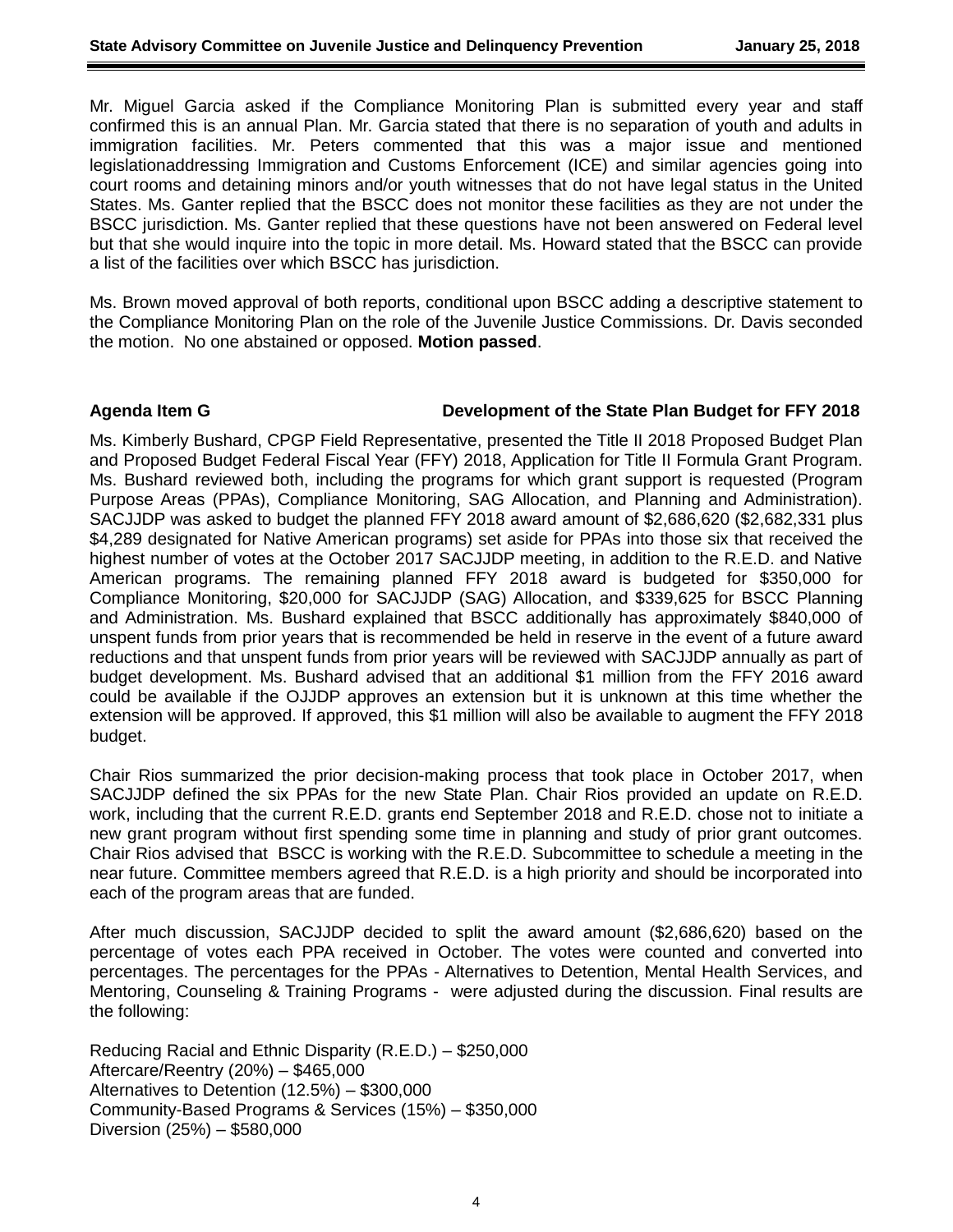Mr. Miguel Garcia asked if the Compliance Monitoring Plan is submitted every year and staff confirmed this is an annual Plan. Mr. Garcia stated that there is no separation of youth and adults in immigration facilities. Mr. Peters commented that this was a major issue and mentioned legislationaddressing Immigration and Customs Enforcement (ICE) and similar agencies going into court rooms and detaining minors and/or youth witnesses that do not have legal status in the United States. Ms. Ganter replied that the BSCC does not monitor these facilities as they are not under the BSCC jurisdiction. Ms. Ganter replied that these questions have not been answered on Federal level but that she would inquire into the topic in more detail. Ms. Howard stated that the BSCC can provide a list of the facilities over which BSCC has jurisdiction.

Ms. Brown moved approval of both reports, conditional upon BSCC adding a descriptive statement to the Compliance Monitoring Plan on the role of the Juvenile Justice Commissions. Dr. Davis seconded the motion. No one abstained or opposed. **Motion passed**.

**Agenda Item G — Development of the State Plan Budget for FFY 2018**

Ms. Kimberly Bushard, CPGP Field Representative, presented the Title II 2018 Proposed Budget Plan and Proposed Budget Federal Fiscal Year (FFY) 2018, Application for Title II Formula Grant Program. Ms. Bushard reviewed both, including the programs for which grant support is requested (Program Purpose Areas (PPAs), Compliance Monitoring, SAG Allocation, and Planning and Administration). SACJJDP was asked to budget the planned FFY 2018 award amount of $2,686,620 ($2,682,331 plus $4,289 designated for Native American programs) set aside for PPAs into those six that received the highest number of votes at the October 2017 SACJJDP meeting, in addition to the R.E.D. and Native American programs. The remaining planned FFY 2018 award is budgeted for $350,000 for Compliance Monitoring, $20,000 for SACJJDP (SAG) Allocation, and $339,625 for BSCC Planning and Administration. Ms. Bushard explained that BSCC additionally has approximately $840,000 of unspent funds from prior years that is recommended be held in reserve in the event of a future award reductions and that unspent funds from prior years will be reviewed with SACJJDP annually as part of budget development. Ms. Bushard advised that an additional $1 million from the FFY 2016 award could be available if the OJJDP approves an extension but it is unknown at this time whether the extension will be approved. If approved, this $1 million will also be available to augment the FFY 2018 budget.

Chair Rios summarized the prior decision-making process that took place in October 2017, when SACJJDP defined the six PPAs for the new State Plan. Chair Rios provided an update on R.E.D. work, including that the current R.E.D. grants end September 2018 and R.E.D. chose not to initiate a new grant program without first spending some time in planning and study of prior grant outcomes. Chair Rios advised that BSCC is working with the R.E.D. Subcommittee to schedule a meeting in the near future. Committee members agreed that R.E.D. is a high priority and should be incorporated into each of the program areas that are funded.

After much discussion, SACJJDP decided to split the award amount ($2,686,620) based on the percentage of votes each PPA received in October. The votes were counted and converted into percentages. The percentages for the PPAs - Alternatives to Detention, Mental Health Services, and Mentoring, Counseling & Training Programs - were adjusted during the discussion. Final results are the following:

Reducing Racial and Ethnic Disparity (R.E.D.) – $250,000
Aftercare/Reentry (20%) – $465,000
Alternatives to Detention (12.5%) – $300,000
Community-Based Programs & Services (15%) – $350,000
Diversion (25%) – $580,000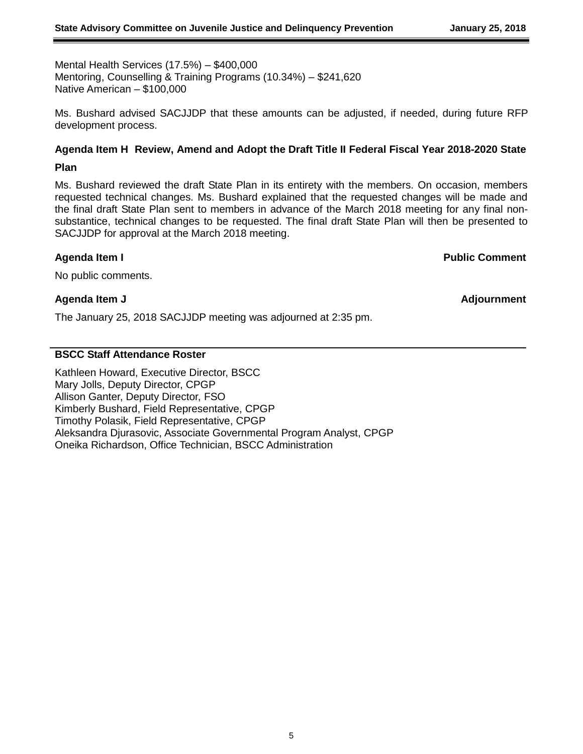Mental Health Services (17.5%) – $400,000
Mentoring, Counselling & Training Programs (10.34%) – $241,620
Native American – $100,000

Ms. Bushard advised SACJJDP that these amounts can be adjusted, if needed, during future RFP development process.

**Agenda Item H Review, Amend and Adopt the Draft Title II Federal Fiscal Year 2018-2020 State Plan**

Ms. Bushard reviewed the draft State Plan in its entirety with the members. On occasion, members requested technical changes. Ms. Bushard explained that the requested changes will be made and the final draft State Plan sent to members in advance of the March 2018 meeting for any final non-substantice, technical changes to be requested. The final draft State Plan will then be presented to SACJJDP for approval at the March 2018 meeting.

**Agenda Item I Public Comment**

No public comments.

**Agenda Item J Adjournment**

The January 25, 2018 SACJJDP meeting was adjourned at 2:35 pm.

**BSCC Staff Attendance Roster**

Kathleen Howard, Executive Director, BSCC
Mary Jolls, Deputy Director, CPGP
Allison Ganter, Deputy Director, FSO
Kimberly Bushard, Field Representative, CPGP
Timothy Polasik, Field Representative, CPGP
Aleksandra Djurasovic, Associate Governmental Program Analyst, CPGP
Oneika Richardson, Office Technician, BSCC Administration